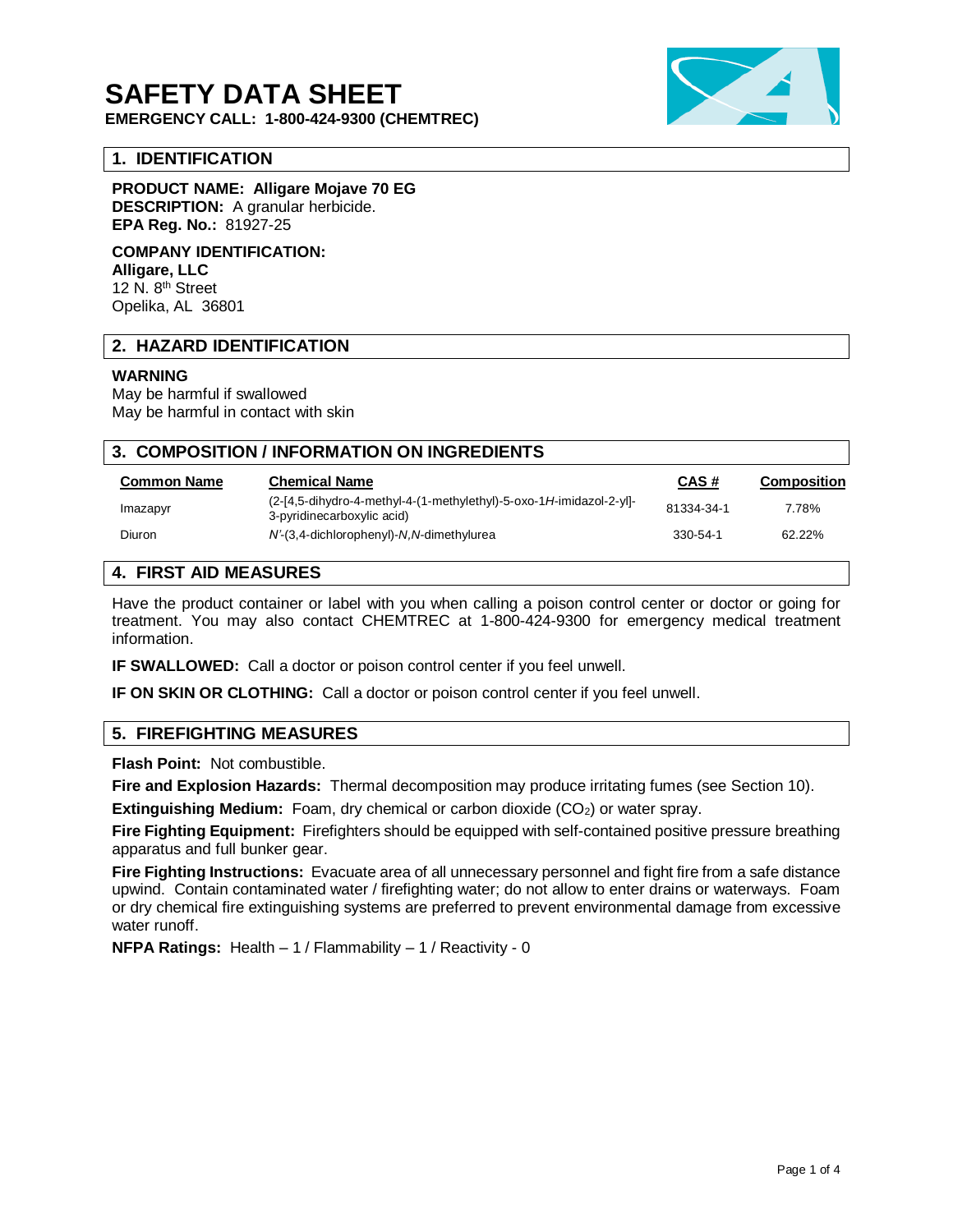# SAFETY DATA SHEET

**EMERGENCY CALL: 1-800-424-9300 (CHEMTREC)**

## 1. IDENTIFICATION

**PRODUCT NAME: Alligare Mojave 70 EG**
**DESCRIPTION:** A granular herbicide.
**EPA Reg. No.:** 81927-25

**COMPANY IDENTIFICATION:**
**Alligare, LLC**
12 N. 8th Street
Opelika, AL 36801

## 2. HAZARD IDENTIFICATION

**WARNING**
May be harmful if swallowed
May be harmful in contact with skin

## 3. COMPOSITION / INFORMATION ON INGREDIENTS

| Common Name | Chemical Name | CAS # | Composition |
|---|---|---|---|
| Imazapyr | (2-[4,5-dihydro-4-methyl-4-(1-methylethyl)-5-oxo-1*H*-imidazol-2-yl]-3-pyridinecarboxylic acid) | 81334-34-1 | 7.78% |
| Diuron | *N'*-(3,4-dichlorophenyl)-*N*,*N*-dimethylurea | 330-54-1 | 62.22% |

## 4. FIRST AID MEASURES

Have the product container or label with you when calling a poison control center or doctor or going for treatment. You may also contact CHEMTREC at 1-800-424-9300 for emergency medical treatment information.

**IF SWALLOWED:** Call a doctor or poison control center if you feel unwell.

**IF ON SKIN OR CLOTHING:** Call a doctor or poison control center if you feel unwell.

## 5. FIREFIGHTING MEASURES

**Flash Point:** Not combustible.

**Fire and Explosion Hazards:** Thermal decomposition may produce irritating fumes (see Section 10).

**Extinguishing Medium:** Foam, dry chemical or carbon dioxide ($CO_2$) or water spray.

**Fire Fighting Equipment:** Firefighters should be equipped with self-contained positive pressure breathing apparatus and full bunker gear.

**Fire Fighting Instructions:** Evacuate area of all unnecessary personnel and fight fire from a safe distance upwind. Contain contaminated water / firefighting water; do not allow to enter drains or waterways. Foam or dry chemical fire extinguishing systems are preferred to prevent environmental damage from excessive water runoff.

**NFPA Ratings:** Health – 1 / Flammability – 1 / Reactivity - 0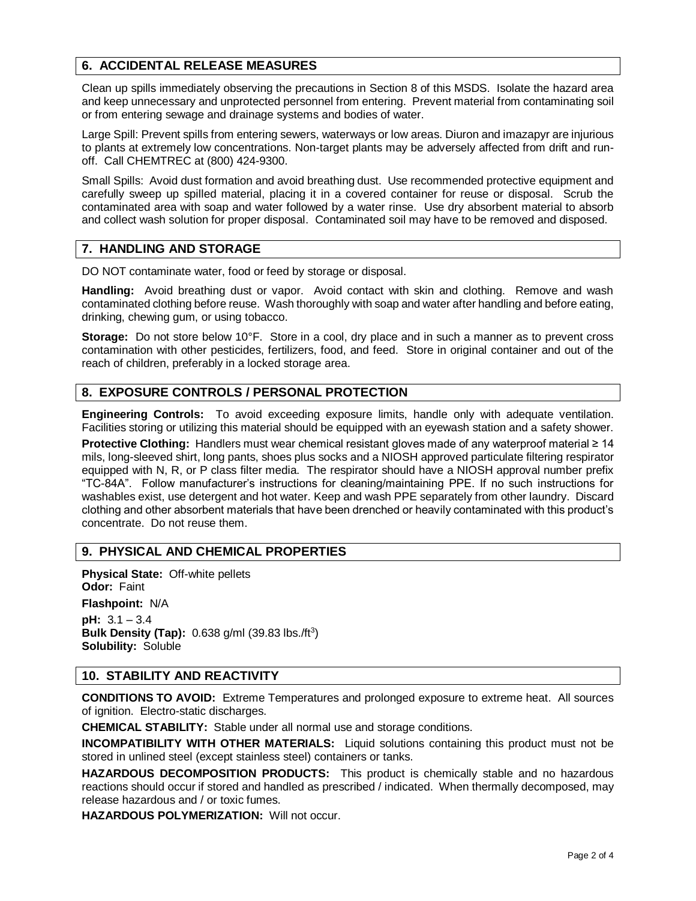## 6. ACCIDENTAL RELEASE MEASURES

Clean up spills immediately observing the precautions in Section 8 of this MSDS. Isolate the hazard area and keep unnecessary and unprotected personnel from entering. Prevent material from contaminating soil or from entering sewage and drainage systems and bodies of water.

Large Spill: Prevent spills from entering sewers, waterways or low areas. Diuron and imazapyr are injurious to plants at extremely low concentrations. Non-target plants may be adversely affected from drift and run-off. Call CHEMTREC at (800) 424-9300.

Small Spills: Avoid dust formation and avoid breathing dust. Use recommended protective equipment and carefully sweep up spilled material, placing it in a covered container for reuse or disposal. Scrub the contaminated area with soap and water followed by a water rinse. Use dry absorbent material to absorb and collect wash solution for proper disposal. Contaminated soil may have to be removed and disposed.

## 7. HANDLING AND STORAGE

DO NOT contaminate water, food or feed by storage or disposal.

**Handling:** Avoid breathing dust or vapor. Avoid contact with skin and clothing. Remove and wash contaminated clothing before reuse. Wash thoroughly with soap and water after handling and before eating, drinking, chewing gum, or using tobacco.

**Storage:** Do not store below 10°F. Store in a cool, dry place and in such a manner as to prevent cross contamination with other pesticides, fertilizers, food, and feed. Store in original container and out of the reach of children, preferably in a locked storage area.

## 8. EXPOSURE CONTROLS / PERSONAL PROTECTION

**Engineering Controls:** To avoid exceeding exposure limits, handle only with adequate ventilation. Facilities storing or utilizing this material should be equipped with an eyewash station and a safety shower.

**Protective Clothing:** Handlers must wear chemical resistant gloves made of any waterproof material ≥ 14 mils, long-sleeved shirt, long pants, shoes plus socks and a NIOSH approved particulate filtering respirator equipped with N, R, or P class filter media. The respirator should have a NIOSH approval number prefix "TC-84A". Follow manufacturer's instructions for cleaning/maintaining PPE. If no such instructions for washables exist, use detergent and hot water. Keep and wash PPE separately from other laundry. Discard clothing and other absorbent materials that have been drenched or heavily contaminated with this product's concentrate. Do not reuse them.

## 9. PHYSICAL AND CHEMICAL PROPERTIES

**Physical State:** Off-white pellets
**Odor:** Faint

**Flashpoint:** N/A

**pH:** 3.1 – 3.4
**Bulk Density (Tap):** 0.638 g/ml (39.83 lbs./ft$^3$)
**Solubility:** Soluble

## 10. STABILITY AND REACTIVITY

**CONDITIONS TO AVOID:** Extreme Temperatures and prolonged exposure to extreme heat. All sources of ignition. Electro-static discharges.

**CHEMICAL STABILITY:** Stable under all normal use and storage conditions.

**INCOMPATIBILITY WITH OTHER MATERIALS:** Liquid solutions containing this product must not be stored in unlined steel (except stainless steel) containers or tanks.

**HAZARDOUS DECOMPOSITION PRODUCTS:** This product is chemically stable and no hazardous reactions should occur if stored and handled as prescribed / indicated. When thermally decomposed, may release hazardous and / or toxic fumes.

**HAZARDOUS POLYMERIZATION:** Will not occur.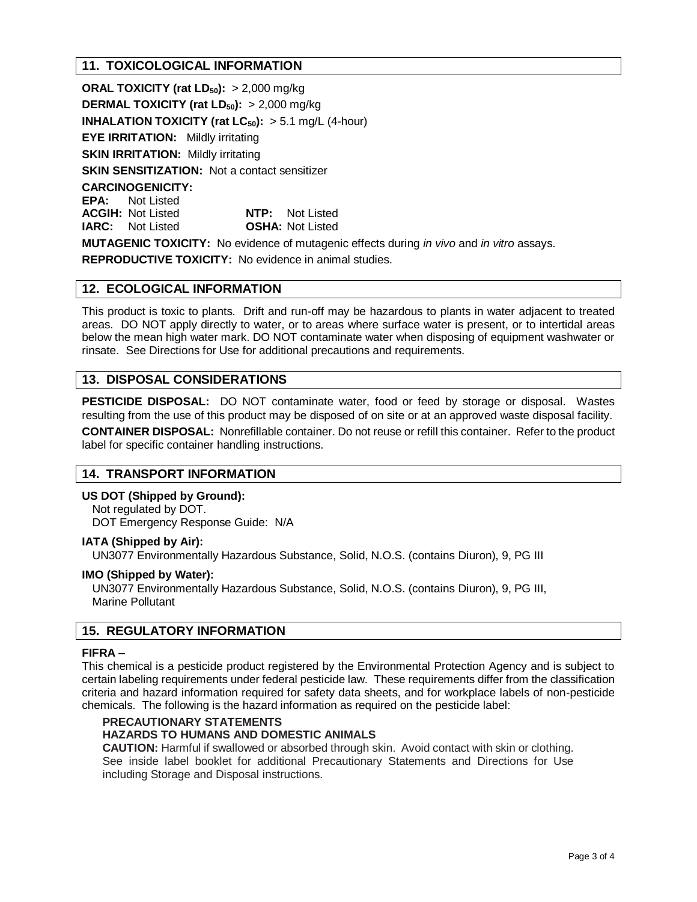## 11. TOXICOLOGICAL INFORMATION

**ORAL TOXICITY (rat $LD_{50}$):** > 2,000 mg/kg

**DERMAL TOXICITY (rat $LD_{50}$):** > 2,000 mg/kg

**INHALATION TOXICITY (rat $LC_{50}$):** > 5.1 mg/L (4-hour)

**EYE IRRITATION:** Mildly irritating

**SKIN IRRITATION:** Mildly irritating

**SKIN SENSITIZATION:** Not a contact sensitizer

**CARCINOGENICITY:**

**EPA:** Not Listed
**ACGIH:** Not Listed **NTP:** Not Listed
**IARC:** Not Listed **OSHA:** Not Listed

**MUTAGENIC TOXICITY:** No evidence of mutagenic effects during *in vivo* and *in vitro* assays.

**REPRODUCTIVE TOXICITY:** No evidence in animal studies.

## 12. ECOLOGICAL INFORMATION

This product is toxic to plants. Drift and run-off may be hazardous to plants in water adjacent to treated areas. DO NOT apply directly to water, or to areas where surface water is present, or to intertidal areas below the mean high water mark. DO NOT contaminate water when disposing of equipment washwater or rinsate. See Directions for Use for additional precautions and requirements.

## 13. DISPOSAL CONSIDERATIONS

**PESTICIDE DISPOSAL:** DO NOT contaminate water, food or feed by storage or disposal. Wastes resulting from the use of this product may be disposed of on site or at an approved waste disposal facility.

**CONTAINER DISPOSAL:** Nonrefillable container. Do not reuse or refill this container. Refer to the product label for specific container handling instructions.

## 14. TRANSPORT INFORMATION

**US DOT (Shipped by Ground):**
Not regulated by DOT.
DOT Emergency Response Guide: N/A

**IATA (Shipped by Air):**
UN3077 Environmentally Hazardous Substance, Solid, N.O.S. (contains Diuron), 9, PG III

**IMO (Shipped by Water):**
UN3077 Environmentally Hazardous Substance, Solid, N.O.S. (contains Diuron), 9, PG III, Marine Pollutant

## 15. REGULATORY INFORMATION

**FIFRA –**
This chemical is a pesticide product registered by the Environmental Protection Agency and is subject to certain labeling requirements under federal pesticide law. These requirements differ from the classification criteria and hazard information required for safety data sheets, and for workplace labels of non-pesticide chemicals. The following is the hazard information as required on the pesticide label:

**PRECAUTIONARY STATEMENTS**
**HAZARDS TO HUMANS AND DOMESTIC ANIMALS**
**CAUTION:** Harmful if swallowed or absorbed through skin. Avoid contact with skin or clothing. See inside label booklet for additional Precautionary Statements and Directions for Use including Storage and Disposal instructions.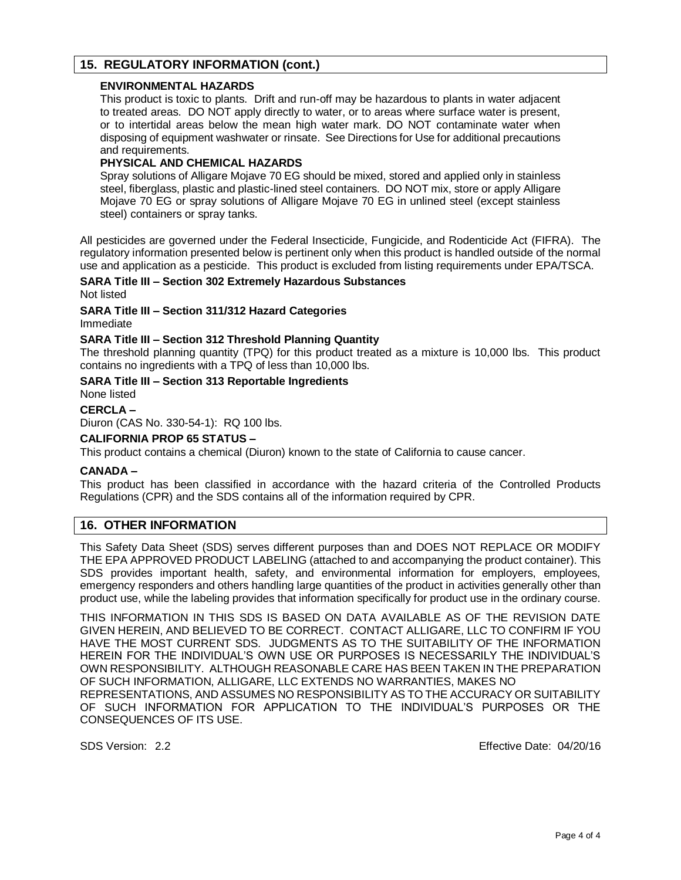## 15. REGULATORY INFORMATION (cont.)

**ENVIRONMENTAL HAZARDS**

This product is toxic to plants. Drift and run-off may be hazardous to plants in water adjacent to treated areas. DO NOT apply directly to water, or to areas where surface water is present, or to intertidal areas below the mean high water mark. DO NOT contaminate water when disposing of equipment washwater or rinsate. See Directions for Use for additional precautions and requirements.

**PHYSICAL AND CHEMICAL HAZARDS**

Spray solutions of Alligare Mojave 70 EG should be mixed, stored and applied only in stainless steel, fiberglass, plastic and plastic-lined steel containers. DO NOT mix, store or apply Alligare Mojave 70 EG or spray solutions of Alligare Mojave 70 EG in unlined steel (except stainless steel) containers or spray tanks.

All pesticides are governed under the Federal Insecticide, Fungicide, and Rodenticide Act (FIFRA). The regulatory information presented below is pertinent only when this product is handled outside of the normal use and application as a pesticide. This product is excluded from listing requirements under EPA/TSCA.

**SARA Title III – Section 302 Extremely Hazardous Substances**

Not listed

**SARA Title III – Section 311/312 Hazard Categories**

Immediate

**SARA Title III – Section 312 Threshold Planning Quantity**

The threshold planning quantity (TPQ) for this product treated as a mixture is 10,000 lbs. This product contains no ingredients with a TPQ of less than 10,000 lbs.

**SARA Title III – Section 313 Reportable Ingredients**

None listed

**CERCLA –**

Diuron (CAS No. 330-54-1): RQ 100 lbs.

**CALIFORNIA PROP 65 STATUS –**

This product contains a chemical (Diuron) known to the state of California to cause cancer.

**CANADA –**

This product has been classified in accordance with the hazard criteria of the Controlled Products Regulations (CPR) and the SDS contains all of the information required by CPR.

## 16. OTHER INFORMATION

This Safety Data Sheet (SDS) serves different purposes than and DOES NOT REPLACE OR MODIFY THE EPA APPROVED PRODUCT LABELING (attached to and accompanying the product container). This SDS provides important health, safety, and environmental information for employers, employees, emergency responders and others handling large quantities of the product in activities generally other than product use, while the labeling provides that information specifically for product use in the ordinary course.

THIS INFORMATION IN THIS SDS IS BASED ON DATA AVAILABLE AS OF THE REVISION DATE GIVEN HEREIN, AND BELIEVED TO BE CORRECT. CONTACT ALLIGARE, LLC TO CONFIRM IF YOU HAVE THE MOST CURRENT SDS. JUDGMENTS AS TO THE SUITABILITY OF THE INFORMATION HEREIN FOR THE INDIVIDUAL'S OWN USE OR PURPOSES IS NECESSARILY THE INDIVIDUAL'S OWN RESPONSIBILITY. ALTHOUGH REASONABLE CARE HAS BEEN TAKEN IN THE PREPARATION OF SUCH INFORMATION, ALLIGARE, LLC EXTENDS NO WARRANTIES, MAKES NO REPRESENTATIONS, AND ASSUMES NO RESPONSIBILITY AS TO THE ACCURACY OR SUITABILITY OF SUCH INFORMATION FOR APPLICATION TO THE INDIVIDUAL'S PURPOSES OR THE CONSEQUENCES OF ITS USE.

SDS Version: 2.2 Effective Date: 04/20/16